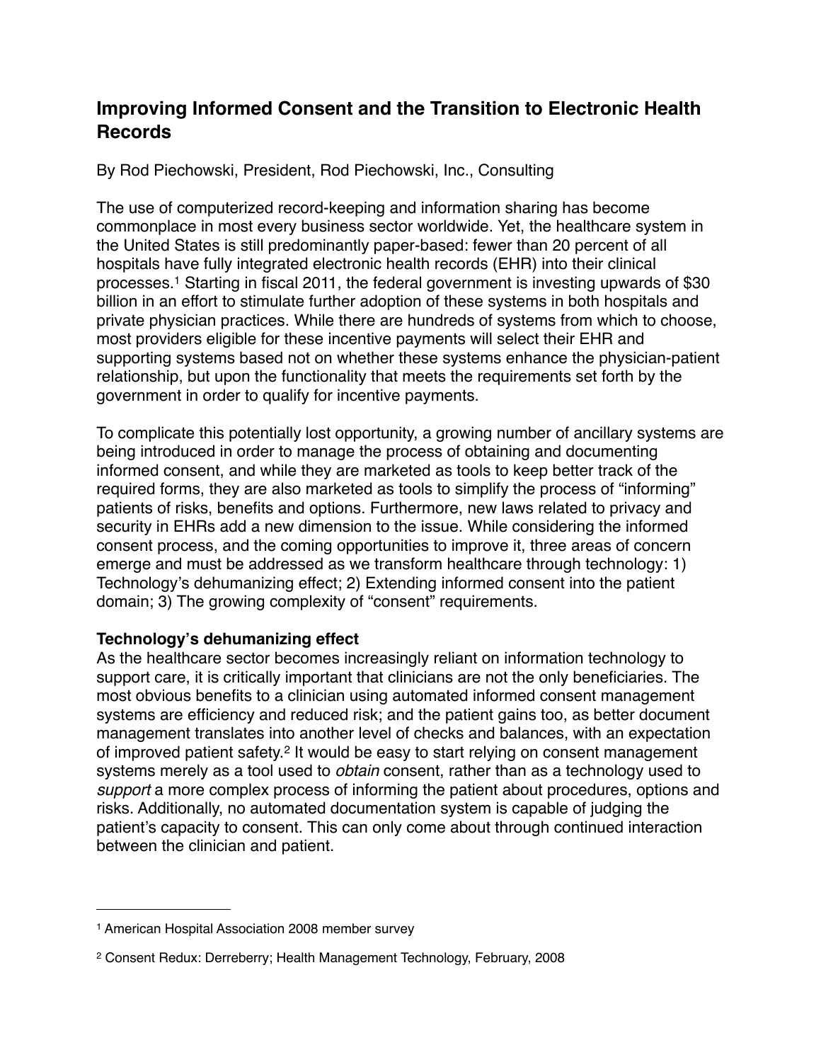# Improving Informed Consent and the Transition to Electronic Health Records

By Rod Piechowski, President, Rod Piechowski, Inc., Consulting

The use of computerized record-keeping and information sharing has become commonplace in most every business sector worldwide. Yet, the healthcare system in the United States is still predominantly paper-based: fewer than 20 percent of all hospitals have fully integrated electronic health records (EHR) into their clinical processes.[1] Starting in fiscal 2011, the federal government is investing upwards of $30 billion in an effort to stimulate further adoption of these systems in both hospitals and private physician practices. While there are hundreds of systems from which to choose, most providers eligible for these incentive payments will select their EHR and supporting systems based not on whether these systems enhance the physician-patient relationship, but upon the functionality that meets the requirements set forth by the government in order to qualify for incentive payments.

To complicate this potentially lost opportunity, a growing number of ancillary systems are being introduced in order to manage the process of obtaining and documenting informed consent, and while they are marketed as tools to keep better track of the required forms, they are also marketed as tools to simplify the process of "informing" patients of risks, benefits and options. Furthermore, new laws related to privacy and security in EHRs add a new dimension to the issue. While considering the informed consent process, and the coming opportunities to improve it, three areas of concern emerge and must be addressed as we transform healthcare through technology: 1) Technology's dehumanizing effect; 2) Extending informed consent into the patient domain; 3) The growing complexity of "consent" requirements.

**Technology's dehumanizing effect**

As the healthcare sector becomes increasingly reliant on information technology to support care, it is critically important that clinicians are not the only beneficiaries. The most obvious benefits to a clinician using automated informed consent management systems are efficiency and reduced risk; and the patient gains too, as better document management translates into another level of checks and balances, with an expectation of improved patient safety.[2] It would be easy to start relying on consent management systems merely as a tool used to *obtain* consent, rather than as a technology used to *support* a more complex process of informing the patient about procedures, options and risks. Additionally, no automated documentation system is capable of judging the patient's capacity to consent. This can only come about through continued interaction between the clinician and patient.

---

[1] American Hospital Association 2008 member survey

[2] Consent Redux: Derreberry; Health Management Technology, February, 2008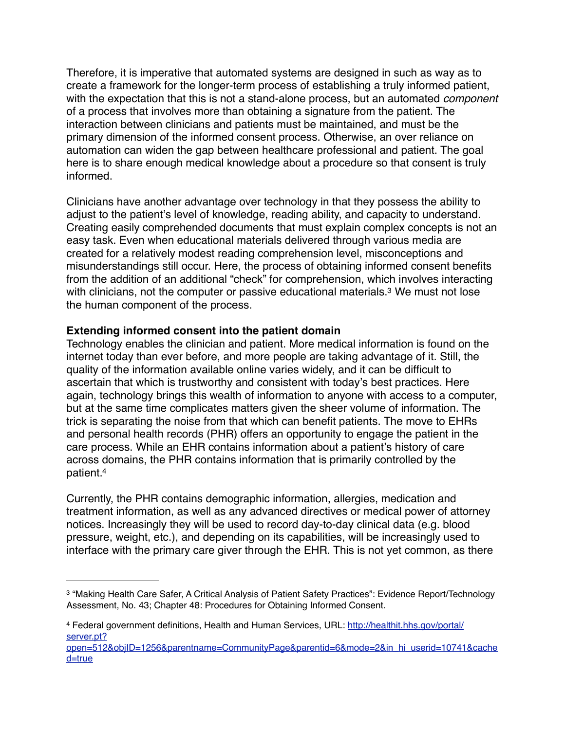Therefore, it is imperative that automated systems are designed in such as way as to create a framework for the longer-term process of establishing a truly informed patient, with the expectation that this is not a stand-alone process, but an automated *component* of a process that involves more than obtaining a signature from the patient. The interaction between clinicians and patients must be maintained, and must be the primary dimension of the informed consent process. Otherwise, an over reliance on automation can widen the gap between healthcare professional and patient. The goal here is to share enough medical knowledge about a procedure so that consent is truly informed.

Clinicians have another advantage over technology in that they possess the ability to adjust to the patient's level of knowledge, reading ability, and capacity to understand. Creating easily comprehended documents that must explain complex concepts is not an easy task. Even when educational materials delivered through various media are created for a relatively modest reading comprehension level, misconceptions and misunderstandings still occur. Here, the process of obtaining informed consent benefits from the addition of an additional "check" for comprehension, which involves interacting with clinicians, not the computer or passive educational materials.[3] We must not lose the human component of the process.

**Extending informed consent into the patient domain**

Technology enables the clinician and patient. More medical information is found on the internet today than ever before, and more people are taking advantage of it. Still, the quality of the information available online varies widely, and it can be difficult to ascertain that which is trustworthy and consistent with today's best practices. Here again, technology brings this wealth of information to anyone with access to a computer, but at the same time complicates matters given the sheer volume of information. The trick is separating the noise from that which can benefit patients. The move to EHRs and personal health records (PHR) offers an opportunity to engage the patient in the care process. While an EHR contains information about a patient's history of care across domains, the PHR contains information that is primarily controlled by the patient.[4]

Currently, the PHR contains demographic information, allergies, medication and treatment information, as well as any advanced directives or medical power of attorney notices. Increasingly they will be used to record day-to-day clinical data (e.g. blood pressure, weight, etc.), and depending on its capabilities, will be increasingly used to interface with the primary care giver through the EHR. This is not yet common, as there

---

[3] "Making Health Care Safer, A Critical Analysis of Patient Safety Practices": Evidence Report/Technology Assessment, No. 43; Chapter 48: Procedures for Obtaining Informed Consent.

[4] Federal government definitions, Health and Human Services, URL: http://healthit.hhs.gov/portal/server.pt?open=512&objID=1256&parentname=CommunityPage&parentid=6&mode=2&in_hi_userid=10741&cached=true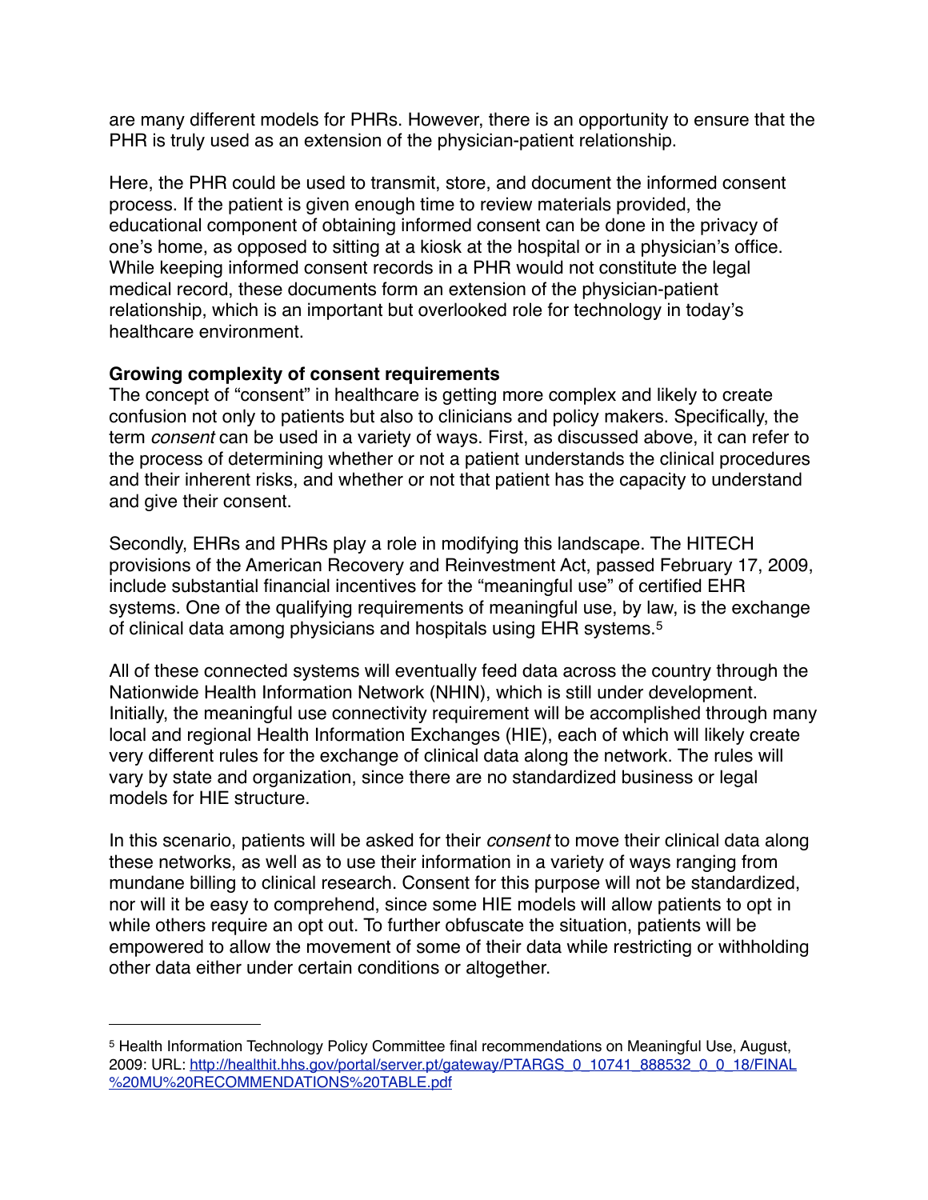are many different models for PHRs. However, there is an opportunity to ensure that the PHR is truly used as an extension of the physician-patient relationship.

Here, the PHR could be used to transmit, store, and document the informed consent process. If the patient is given enough time to review materials provided, the educational component of obtaining informed consent can be done in the privacy of one's home, as opposed to sitting at a kiosk at the hospital or in a physician's office. While keeping informed consent records in a PHR would not constitute the legal medical record, these documents form an extension of the physician-patient relationship, which is an important but overlooked role for technology in today's healthcare environment.

**Growing complexity of consent requirements**

The concept of "consent" in healthcare is getting more complex and likely to create confusion not only to patients but also to clinicians and policy makers. Specifically, the term *consent* can be used in a variety of ways. First, as discussed above, it can refer to the process of determining whether or not a patient understands the clinical procedures and their inherent risks, and whether or not that patient has the capacity to understand and give their consent.

Secondly, EHRs and PHRs play a role in modifying this landscape. The HITECH provisions of the American Recovery and Reinvestment Act, passed February 17, 2009, include substantial financial incentives for the "meaningful use" of certified EHR systems. One of the qualifying requirements of meaningful use, by law, is the exchange of clinical data among physicians and hospitals using EHR systems.[5]

All of these connected systems will eventually feed data across the country through the Nationwide Health Information Network (NHIN), which is still under development. Initially, the meaningful use connectivity requirement will be accomplished through many local and regional Health Information Exchanges (HIE), each of which will likely create very different rules for the exchange of clinical data along the network. The rules will vary by state and organization, since there are no standardized business or legal models for HIE structure.

In this scenario, patients will be asked for their *consent* to move their clinical data along these networks, as well as to use their information in a variety of ways ranging from mundane billing to clinical research. Consent for this purpose will not be standardized, nor will it be easy to comprehend, since some HIE models will allow patients to opt in while others require an opt out. To further obfuscate the situation, patients will be empowered to allow the movement of some of their data while restricting or withholding other data either under certain conditions or altogether.

---

[5] Health Information Technology Policy Committee final recommendations on Meaningful Use, August, 2009: URL: http://healthit.hhs.gov/portal/server.pt/gateway/PTARGS_0_10741_888532_0_0_18/FINAL%20MU%20RECOMMENDATIONS%20TABLE.pdf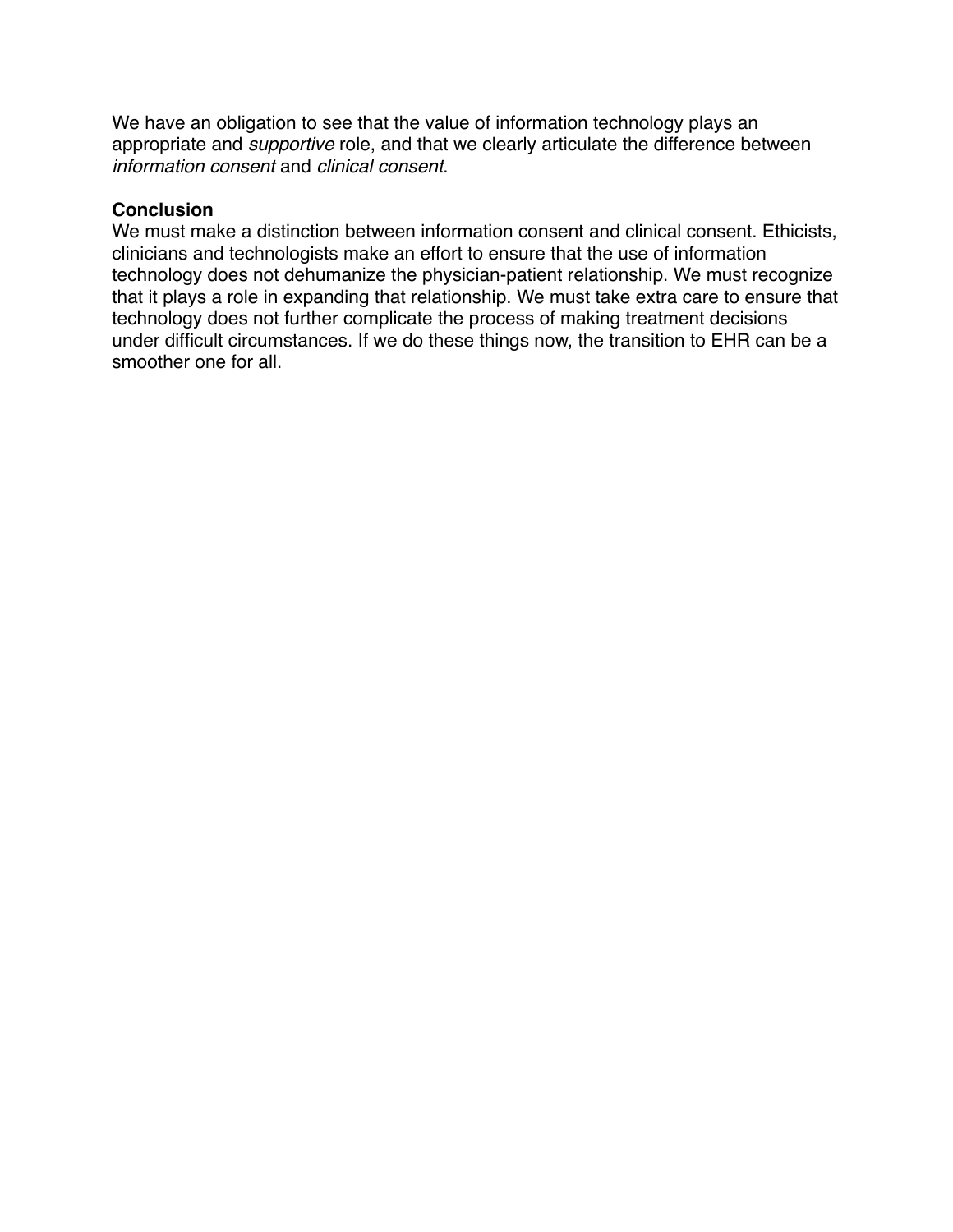We have an obligation to see that the value of information technology plays an appropriate and *supportive* role, and that we clearly articulate the difference between *information consent* and *clinical consent*.

**Conclusion**

We must make a distinction between information consent and clinical consent. Ethicists, clinicians and technologists make an effort to ensure that the use of information technology does not dehumanize the physician-patient relationship. We must recognize that it plays a role in expanding that relationship. We must take extra care to ensure that technology does not further complicate the process of making treatment decisions under difficult circumstances. If we do these things now, the transition to EHR can be a smoother one for all.